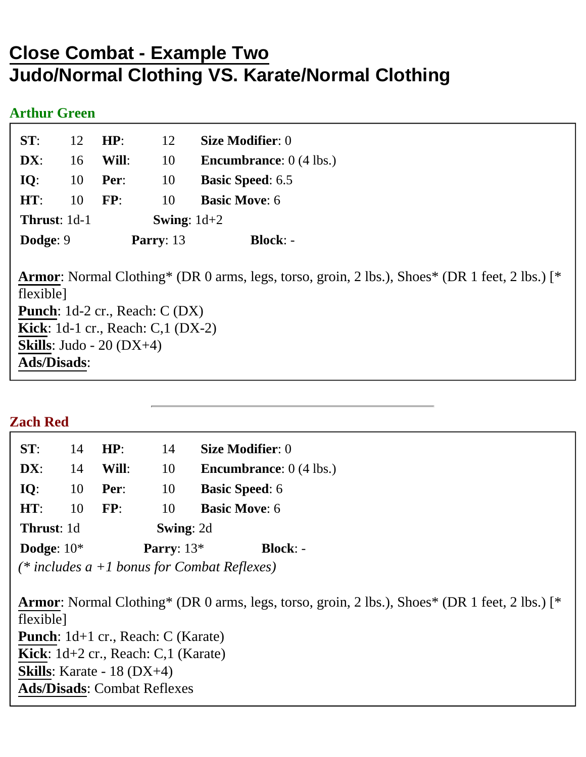# Close Combat - Example Two
# Judo/Normal Clothing VS. Karate/Normal Clothing

## Arthur Green

| | | | | |
|---|---|---|---|---|
| **ST**: | 12 | **HP**: | 12 | **Size Modifier**: 0 |
| **DX**: | 16 | **Will**: | 10 | **Encumbrance**: 0 (4 lbs.) |
| **IQ**: | 10 | **Per**: | 10 | **Basic Speed**: 6.5 |
| **HT**: | 10 | **FP**: | 10 | **Basic Move**: 6 |

**Thrust**: 1d-1 **Swing**: 1d+2

**Dodge**: 9 **Parry**: 13 **Block**: -

**Armor**: Normal Clothing* (DR 0 arms, legs, torso, groin, 2 lbs.), Shoes* (DR 1 feet, 2 lbs.) [* flexible]
**Punch**: 1d-2 cr., Reach: C (DX)
**Kick**: 1d-1 cr., Reach: C,1 (DX-2)
**Skills**: Judo - 20 (DX+4)
**Ads/Disads**:

---

## Zach Red

| | | | | |
|---|---|---|---|---|
| **ST**: | 14 | **HP**: | 14 | **Size Modifier**: 0 |
| **DX**: | 14 | **Will**: | 10 | **Encumbrance**: 0 (4 lbs.) |
| **IQ**: | 10 | **Per**: | 10 | **Basic Speed**: 6 |
| **HT**: | 10 | **FP**: | 10 | **Basic Move**: 6 |

**Thrust**: 1d **Swing**: 2d

**Dodge**: 10* **Parry**: 13* **Block**: -

*(* includes a +1 bonus for Combat Reflexes)*

**Armor**: Normal Clothing* (DR 0 arms, legs, torso, groin, 2 lbs.), Shoes* (DR 1 feet, 2 lbs.) [* flexible]
**Punch**: 1d+1 cr., Reach: C (Karate)
**Kick**: 1d+2 cr., Reach: C,1 (Karate)
**Skills**: Karate - 18 (DX+4)
**Ads/Disads**: Combat Reflexes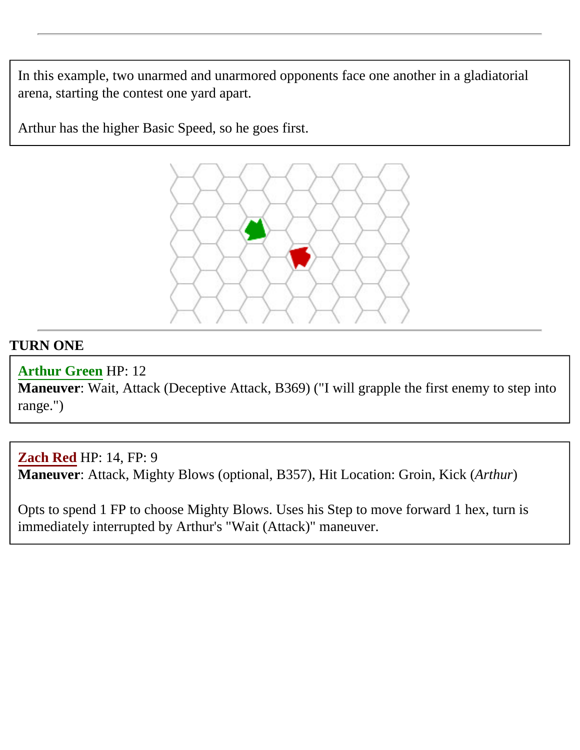In this example, two unarmed and unarmored opponents face one another in a gladiatorial arena, starting the contest one yard apart.

Arthur has the higher Basic Speed, so he goes first.

## TURN ONE

**Arthur Green** HP: 12
**Maneuver**: Wait, Attack (Deceptive Attack, B369) ("I will grapple the first enemy to step into range.")

**Zach Red** HP: 14, FP: 9
**Maneuver**: Attack, Mighty Blows (optional, B357), Hit Location: Groin, Kick (*Arthur*)

Opts to spend 1 FP to choose Mighty Blows. Uses his Step to move forward 1 hex, turn is immediately interrupted by Arthur's "Wait (Attack)" maneuver.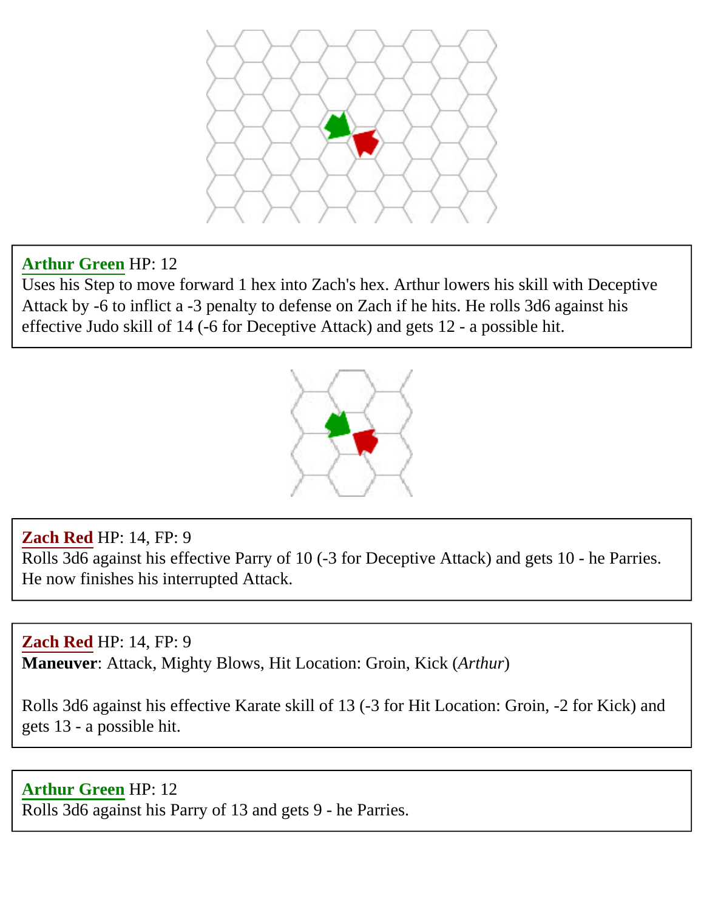**Arthur Green** HP: 12
Uses his Step to move forward 1 hex into Zach's hex. Arthur lowers his skill with Deceptive Attack by -6 to inflict a -3 penalty to defense on Zach if he hits. He rolls 3d6 against his effective Judo skill of 14 (-6 for Deceptive Attack) and gets 12 - a possible hit.

**Zach Red** HP: 14, FP: 9
Rolls 3d6 against his effective Parry of 10 (-3 for Deceptive Attack) and gets 10 - he Parries. He now finishes his interrupted Attack.

**Zach Red** HP: 14, FP: 9
**Maneuver**: Attack, Mighty Blows, Hit Location: Groin, Kick (*Arthur*)

Rolls 3d6 against his effective Karate skill of 13 (-3 for Hit Location: Groin, -2 for Kick) and gets 13 - a possible hit.

**Arthur Green** HP: 12
Rolls 3d6 against his Parry of 13 and gets 9 - he Parries.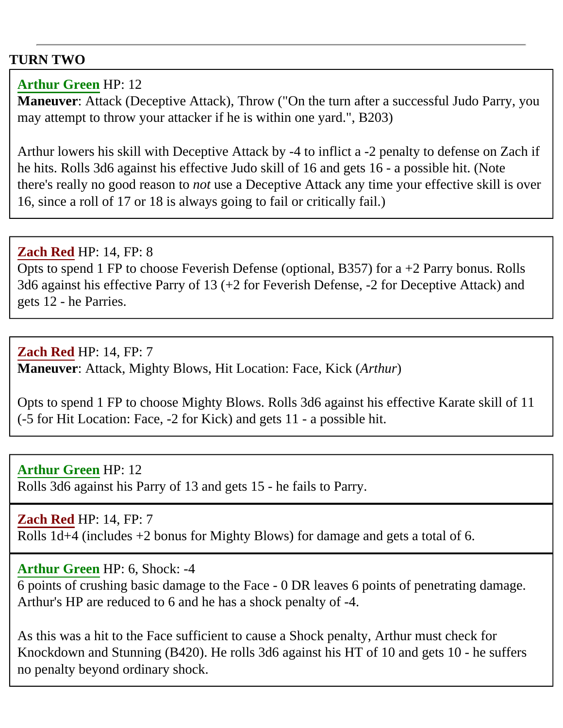---

**TURN TWO**

**Arthur Green** HP: 12
**Maneuver**: Attack (Deceptive Attack), Throw ("On the turn after a successful Judo Parry, you may attempt to throw your attacker if he is within one yard.", B203)

Arthur lowers his skill with Deceptive Attack by -4 to inflict a -2 penalty to defense on Zach if he hits. Rolls 3d6 against his effective Judo skill of 16 and gets 16 - a possible hit. (Note there's really no good reason to *not* use a Deceptive Attack any time your effective skill is over 16, since a roll of 17 or 18 is always going to fail or critically fail.)

---

**Zach Red** HP: 14, FP: 8
Opts to spend 1 FP to choose Feverish Defense (optional, B357) for a +2 Parry bonus. Rolls 3d6 against his effective Parry of 13 (+2 for Feverish Defense, -2 for Deceptive Attack) and gets 12 - he Parries.

---

**Zach Red** HP: 14, FP: 7
**Maneuver**: Attack, Mighty Blows, Hit Location: Face, Kick (*Arthur*)

Opts to spend 1 FP to choose Mighty Blows. Rolls 3d6 against his effective Karate skill of 11 (-5 for Hit Location: Face, -2 for Kick) and gets 11 - a possible hit.

---

**Arthur Green** HP: 12
Rolls 3d6 against his Parry of 13 and gets 15 - he fails to Parry.

**Zach Red** HP: 14, FP: 7
Rolls 1d+4 (includes +2 bonus for Mighty Blows) for damage and gets a total of 6.

**Arthur Green** HP: 6, Shock: -4
6 points of crushing basic damage to the Face - 0 DR leaves 6 points of penetrating damage. Arthur's HP are reduced to 6 and he has a shock penalty of -4.

As this was a hit to the Face sufficient to cause a Shock penalty, Arthur must check for Knockdown and Stunning (B420). He rolls 3d6 against his HT of 10 and gets 10 - he suffers no penalty beyond ordinary shock.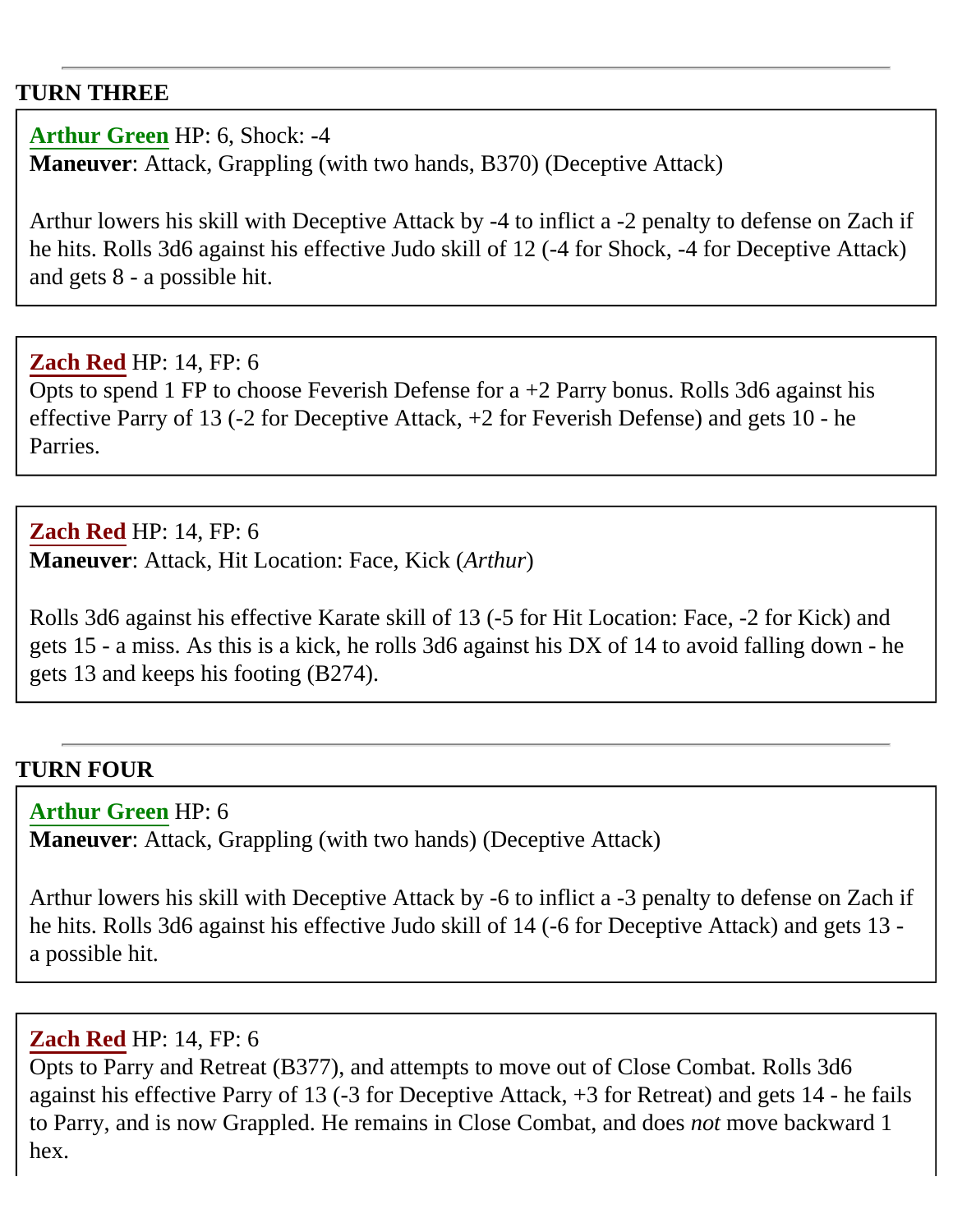---

**TURN THREE**

**Arthur Green** HP: 6, Shock: -4
**Maneuver**: Attack, Grappling (with two hands, B370) (Deceptive Attack)

Arthur lowers his skill with Deceptive Attack by -4 to inflict a -2 penalty to defense on Zach if he hits. Rolls 3d6 against his effective Judo skill of 12 (-4 for Shock, -4 for Deceptive Attack) and gets 8 - a possible hit.

**Zach Red** HP: 14, FP: 6
Opts to spend 1 FP to choose Feverish Defense for a +2 Parry bonus. Rolls 3d6 against his effective Parry of 13 (-2 for Deceptive Attack, +2 for Feverish Defense) and gets 10 - he Parries.

**Zach Red** HP: 14, FP: 6
**Maneuver**: Attack, Hit Location: Face, Kick (*Arthur*)

Rolls 3d6 against his effective Karate skill of 13 (-5 for Hit Location: Face, -2 for Kick) and gets 15 - a miss. As this is a kick, he rolls 3d6 against his DX of 14 to avoid falling down - he gets 13 and keeps his footing (B274).

---

**TURN FOUR**

**Arthur Green** HP: 6
**Maneuver**: Attack, Grappling (with two hands) (Deceptive Attack)

Arthur lowers his skill with Deceptive Attack by -6 to inflict a -3 penalty to defense on Zach if he hits. Rolls 3d6 against his effective Judo skill of 14 (-6 for Deceptive Attack) and gets 13 - a possible hit.

**Zach Red** HP: 14, FP: 6
Opts to Parry and Retreat (B377), and attempts to move out of Close Combat. Rolls 3d6 against his effective Parry of 13 (-3 for Deceptive Attack, +3 for Retreat) and gets 14 - he fails to Parry, and is now Grappled. He remains in Close Combat, and does *not* move backward 1 hex.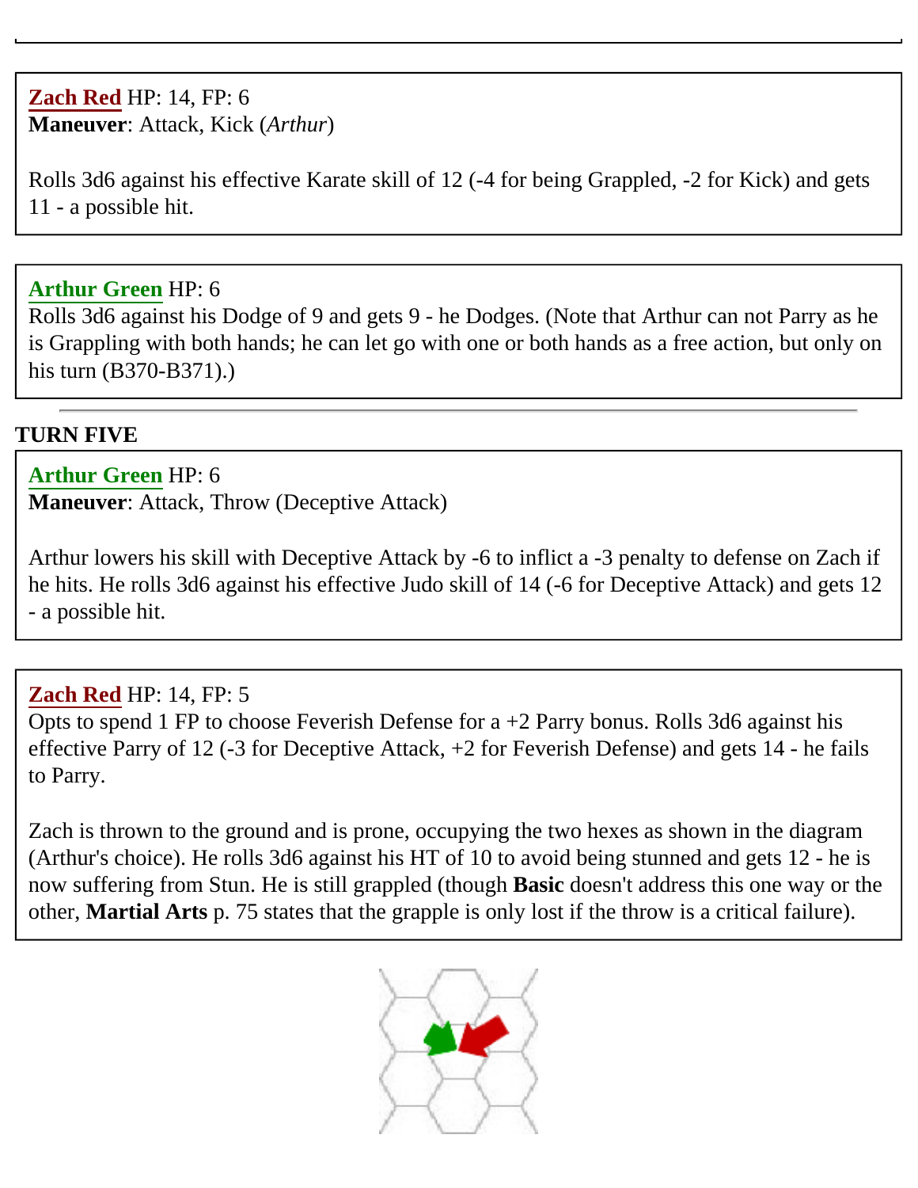**Zach Red** HP: 14, FP: 6
**Maneuver**: Attack, Kick (*Arthur*)

Rolls 3d6 against his effective Karate skill of 12 (-4 for being Grappled, -2 for Kick) and gets 11 - a possible hit.

**Arthur Green** HP: 6
Rolls 3d6 against his Dodge of 9 and gets 9 - he Dodges. (Note that Arthur can not Parry as he is Grappling with both hands; he can let go with one or both hands as a free action, but only on his turn (B370-B371).)

---

**TURN FIVE**

**Arthur Green** HP: 6
**Maneuver**: Attack, Throw (Deceptive Attack)

Arthur lowers his skill with Deceptive Attack by -6 to inflict a -3 penalty to defense on Zach if he hits. He rolls 3d6 against his effective Judo skill of 14 (-6 for Deceptive Attack) and gets 12 - a possible hit.

**Zach Red** HP: 14, FP: 5
Opts to spend 1 FP to choose Feverish Defense for a +2 Parry bonus. Rolls 3d6 against his effective Parry of 12 (-3 for Deceptive Attack, +2 for Feverish Defense) and gets 14 - he fails to Parry.

Zach is thrown to the ground and is prone, occupying the two hexes as shown in the diagram (Arthur's choice). He rolls 3d6 against his HT of 10 to avoid being stunned and gets 12 - he is now suffering from Stun. He is still grappled (though **Basic** doesn't address this one way or the other, **Martial Arts** p. 75 states that the grapple is only lost if the throw is a critical failure).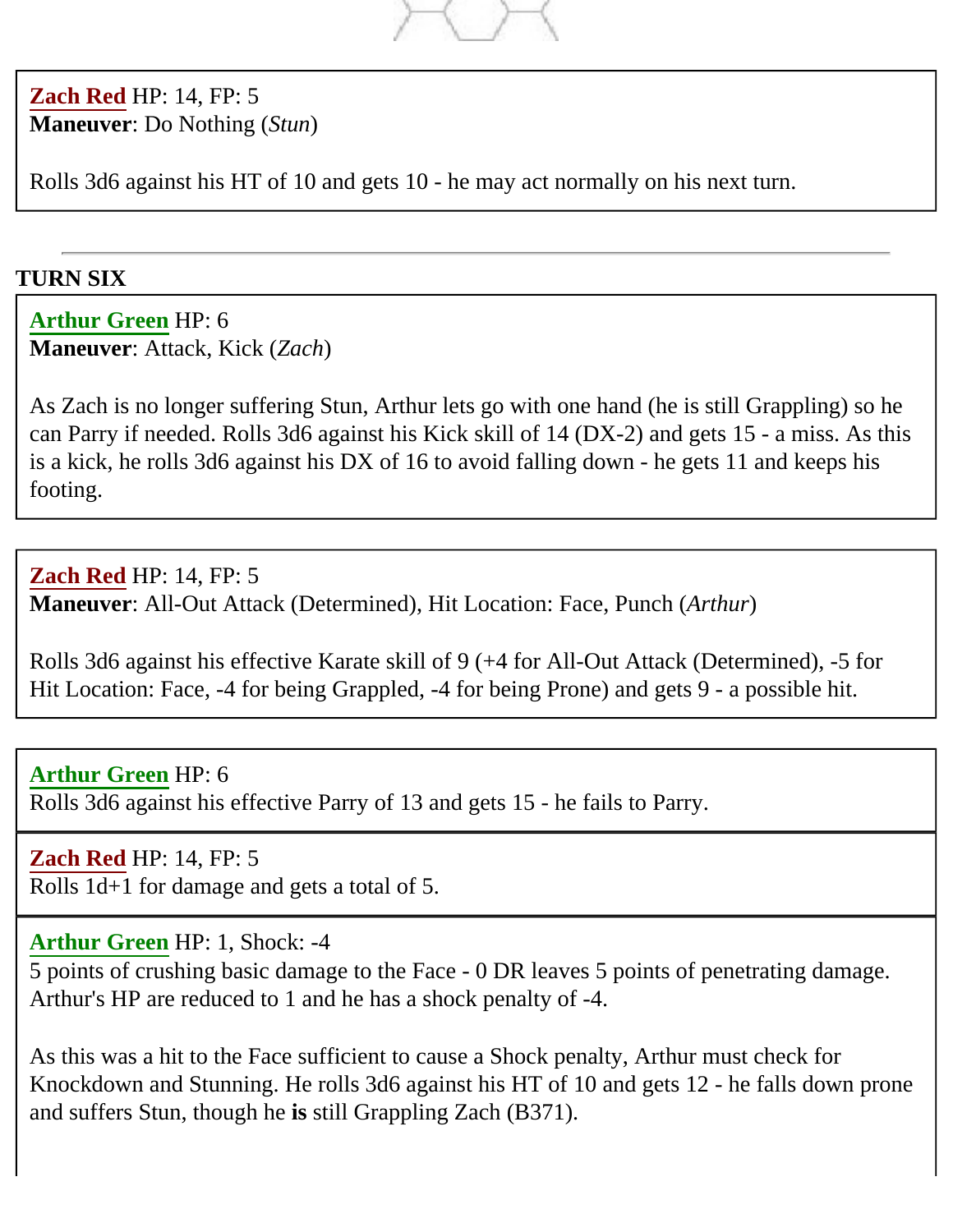**Zach Red** HP: 14, FP: 5
**Maneuver**: Do Nothing (*Stun*)

Rolls 3d6 against his HT of 10 and gets 10 - he may act normally on his next turn.

---

**TURN SIX**

**Arthur Green** HP: 6
**Maneuver**: Attack, Kick (*Zach*)

As Zach is no longer suffering Stun, Arthur lets go with one hand (he is still Grappling) so he can Parry if needed. Rolls 3d6 against his Kick skill of 14 (DX-2) and gets 15 - a miss. As this is a kick, he rolls 3d6 against his DX of 16 to avoid falling down - he gets 11 and keeps his footing.

**Zach Red** HP: 14, FP: 5
**Maneuver**: All-Out Attack (Determined), Hit Location: Face, Punch (*Arthur*)

Rolls 3d6 against his effective Karate skill of 9 (+4 for All-Out Attack (Determined), -5 for Hit Location: Face, -4 for being Grappled, -4 for being Prone) and gets 9 - a possible hit.

**Arthur Green** HP: 6
Rolls 3d6 against his effective Parry of 13 and gets 15 - he fails to Parry.

**Zach Red** HP: 14, FP: 5
Rolls 1d+1 for damage and gets a total of 5.

**Arthur Green** HP: 1, Shock: -4
5 points of crushing basic damage to the Face - 0 DR leaves 5 points of penetrating damage. Arthur's HP are reduced to 1 and he has a shock penalty of -4.

As this was a hit to the Face sufficient to cause a Shock penalty, Arthur must check for Knockdown and Stunning. He rolls 3d6 against his HT of 10 and gets 12 - he falls down prone and suffers Stun, though he **is** still Grappling Zach (B371).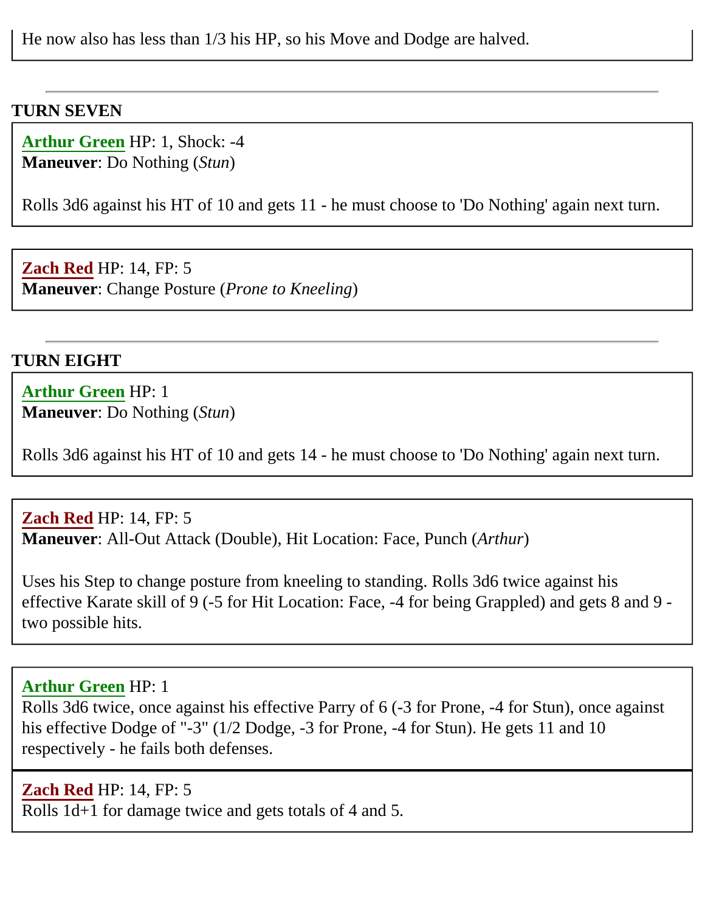He now also has less than 1/3 his HP, so his Move and Dodge are halved.

---

**TURN SEVEN**

**Arthur Green** HP: 1, Shock: -4
**Maneuver**: Do Nothing (*Stun*)

Rolls 3d6 against his HT of 10 and gets 11 - he must choose to 'Do Nothing' again next turn.

**Zach Red** HP: 14, FP: 5
**Maneuver**: Change Posture (*Prone to Kneeling*)

---

**TURN EIGHT**

**Arthur Green** HP: 1
**Maneuver**: Do Nothing (*Stun*)

Rolls 3d6 against his HT of 10 and gets 14 - he must choose to 'Do Nothing' again next turn.

**Zach Red** HP: 14, FP: 5
**Maneuver**: All-Out Attack (Double), Hit Location: Face, Punch (*Arthur*)

Uses his Step to change posture from kneeling to standing. Rolls 3d6 twice against his effective Karate skill of 9 (-5 for Hit Location: Face, -4 for being Grappled) and gets 8 and 9 - two possible hits.

**Arthur Green** HP: 1
Rolls 3d6 twice, once against his effective Parry of 6 (-3 for Prone, -4 for Stun), once against his effective Dodge of "-3" (1/2 Dodge, -3 for Prone, -4 for Stun). He gets 11 and 10 respectively - he fails both defenses.

**Zach Red** HP: 14, FP: 5
Rolls 1d+1 for damage twice and gets totals of 4 and 5.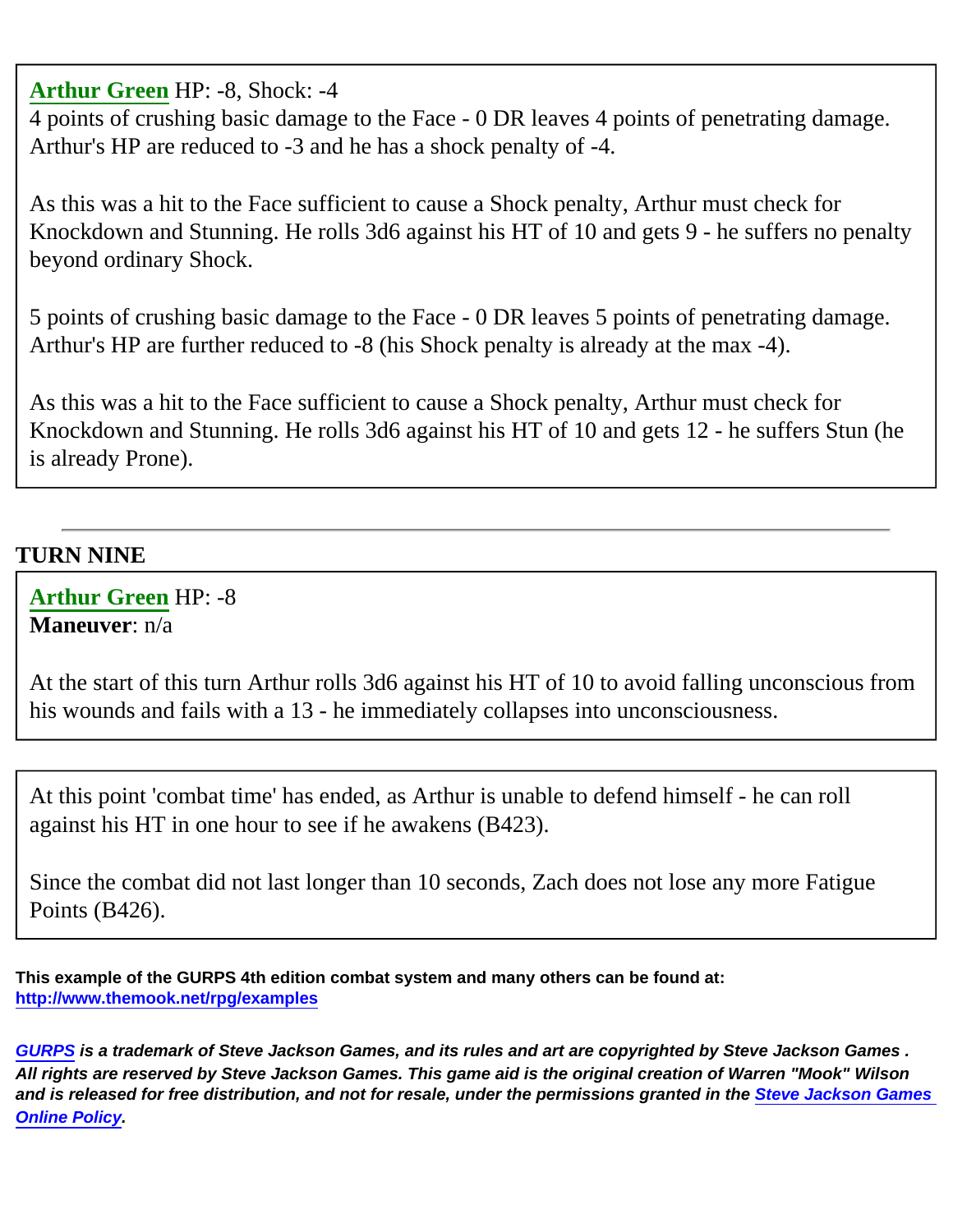**Arthur Green** HP: -8, Shock: -4
4 points of crushing basic damage to the Face - 0 DR leaves 4 points of penetrating damage. Arthur's HP are reduced to -3 and he has a shock penalty of -4.

As this was a hit to the Face sufficient to cause a Shock penalty, Arthur must check for Knockdown and Stunning. He rolls 3d6 against his HT of 10 and gets 9 - he suffers no penalty beyond ordinary Shock.

5 points of crushing basic damage to the Face - 0 DR leaves 5 points of penetrating damage. Arthur's HP are further reduced to -8 (his Shock penalty is already at the max -4).

As this was a hit to the Face sufficient to cause a Shock penalty, Arthur must check for Knockdown and Stunning. He rolls 3d6 against his HT of 10 and gets 12 - he suffers Stun (he is already Prone).

---

## TURN NINE

**Arthur Green** HP: -8
**Maneuver**: n/a

At the start of this turn Arthur rolls 3d6 against his HT of 10 to avoid falling unconscious from his wounds and fails with a 13 - he immediately collapses into unconsciousness.

At this point 'combat time' has ended, as Arthur is unable to defend himself - he can roll against his HT in one hour to see if he awakens (B423).

Since the combat did not last longer than 10 seconds, Zach does not lose any more Fatigue Points (B426).

**This example of the GURPS 4th edition combat system and many others can be found at:**
**http://www.themook.net/rpg/examples**

***GURPS is a trademark of Steve Jackson Games, and its rules and art are copyrighted by Steve Jackson Games . All rights are reserved by Steve Jackson Games. This game aid is the original creation of Warren "Mook" Wilson and is released for free distribution, and not for resale, under the permissions granted in the Steve Jackson Games Online Policy.***